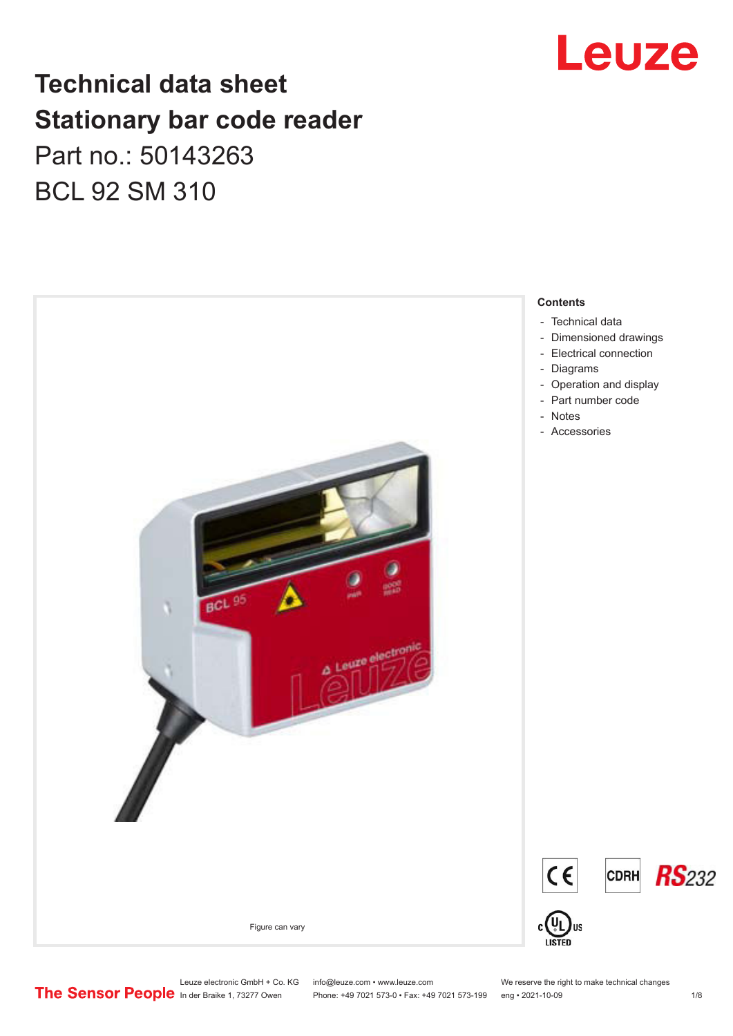# Technical data sheet
# Stationary bar code reader

Part no.: 50143263

BCL 92 SM 310

Figure can vary

**Contents**

- Technical data
- Dimensioned drawings
- Electrical connection
- Diagrams
- Operation and display
- Part number code
- Notes
- Accessories

Leuze electronic GmbH + Co. KG
In der Braike 1, 73277 Owen

info@leuze.com • www.leuze.com
Phone: +49 7021 573-0 • Fax: +49 7021 573-199

We reserve the right to make technical changes
eng • 2021-10-09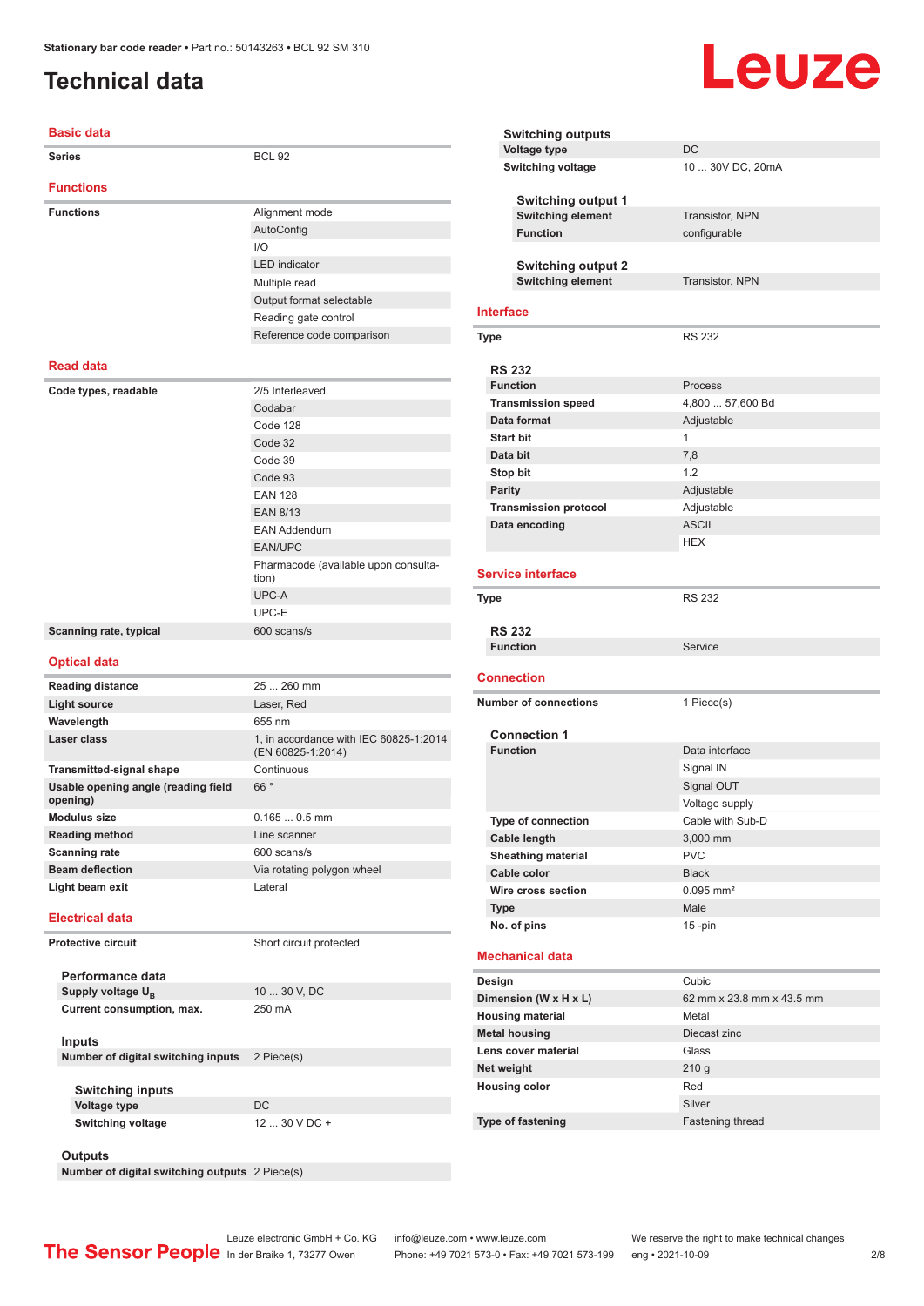# Technical data

## Basic data

| | |
|---|---|
| **Series** | BCL 92 |

## Functions

| | |
|---|---|
| **Functions** | Alignment mode |
| | AutoConfig |
| | I/O |
| | LED indicator |
| | Multiple read |
| | Output format selectable |
| | Reading gate control |
| | Reference code comparison |

## Read data

| | |
|---|---|
| **Code types, readable** | 2/5 Interleaved |
| | Codabar |
| | Code 128 |
| | Code 32 |
| | Code 39 |
| | Code 93 |
| | EAN 128 |
| | EAN 8/13 |
| | EAN Addendum |
| | EAN/UPC |
| | Pharmacode (available upon consultation) |
| | UPC-A |
| | UPC-E |
| **Scanning rate, typical** | 600 scans/s |

## Optical data

| | |
|---|---|
| **Reading distance** | 25 ... 260 mm |
| **Light source** | Laser, Red |
| **Wavelength** | 655 nm |
| **Laser class** | 1, in accordance with IEC 60825-1:2014 (EN 60825-1:2014) |
| **Transmitted-signal shape** | Continuous |
| **Usable opening angle (reading field opening)** | 66 ° |
| **Modulus size** | 0.165 ... 0.5 mm |
| **Reading method** | Line scanner |
| **Scanning rate** | 600 scans/s |
| **Beam deflection** | Via rotating polygon wheel |
| **Light beam exit** | Lateral |

## Electrical data

| | |
|---|---|
| **Protective circuit** | Short circuit protected |

### Performance data

| | |
|---|---|
| **Supply voltage $U_B$** | 10 ... 30 V, DC |
| **Current consumption, max.** | 250 mA |

### Inputs

| | |
|---|---|
| **Number of digital switching inputs** | 2 Piece(s) |

#### Switching inputs

| | |
|---|---|
| **Voltage type** | DC |
| **Switching voltage** | 12 ... 30 V DC + |

### Outputs

| | |
|---|---|
| **Number of digital switching outputs** | 2 Piece(s) |

#### Switching outputs

| | |
|---|---|
| **Voltage type** | DC |
| **Switching voltage** | 10 ... 30V DC, 20mA |

##### Switching output 1

| | |
|---|---|
| **Switching element** | Transistor, NPN |
| **Function** | configurable |

##### Switching output 2

| | |
|---|---|
| **Switching element** | Transistor, NPN |

## Interface

| | |
|---|---|
| **Type** | RS 232 |

### RS 232

| | |
|---|---|
| **Function** | Process |
| **Transmission speed** | 4,800 ... 57,600 Bd |
| **Data format** | Adjustable |
| **Start bit** | 1 |
| **Data bit** | 7,8 |
| **Stop bit** | 1.2 |
| **Parity** | Adjustable |
| **Transmission protocol** | Adjustable |
| **Data encoding** | ASCII |
| | HEX |

## Service interface

| | |
|---|---|
| **Type** | RS 232 |

### RS 232

| | |
|---|---|
| **Function** | Service |

## Connection

| | |
|---|---|
| **Number of connections** | 1 Piece(s) |

### Connection 1

| | |
|---|---|
| **Function** | Data interface |
| | Signal IN |
| | Signal OUT |
| | Voltage supply |
| **Type of connection** | Cable with Sub-D |
| **Cable length** | 3,000 mm |
| **Sheathing material** | PVC |
| **Cable color** | Black |
| **Wire cross section** | 0.095 mm² |
| **Type** | Male |
| **No. of pins** | 15 -pin |

## Mechanical data

| | |
|---|---|
| **Design** | Cubic |
| **Dimension (W x H x L)** | 62 mm x 23.8 mm x 43.5 mm |
| **Housing material** | Metal |
| **Metal housing** | Diecast zinc |
| **Lens cover material** | Glass |
| **Net weight** | 210 g |
| **Housing color** | Red |
| | Silver |
| **Type of fastening** | Fastening thread |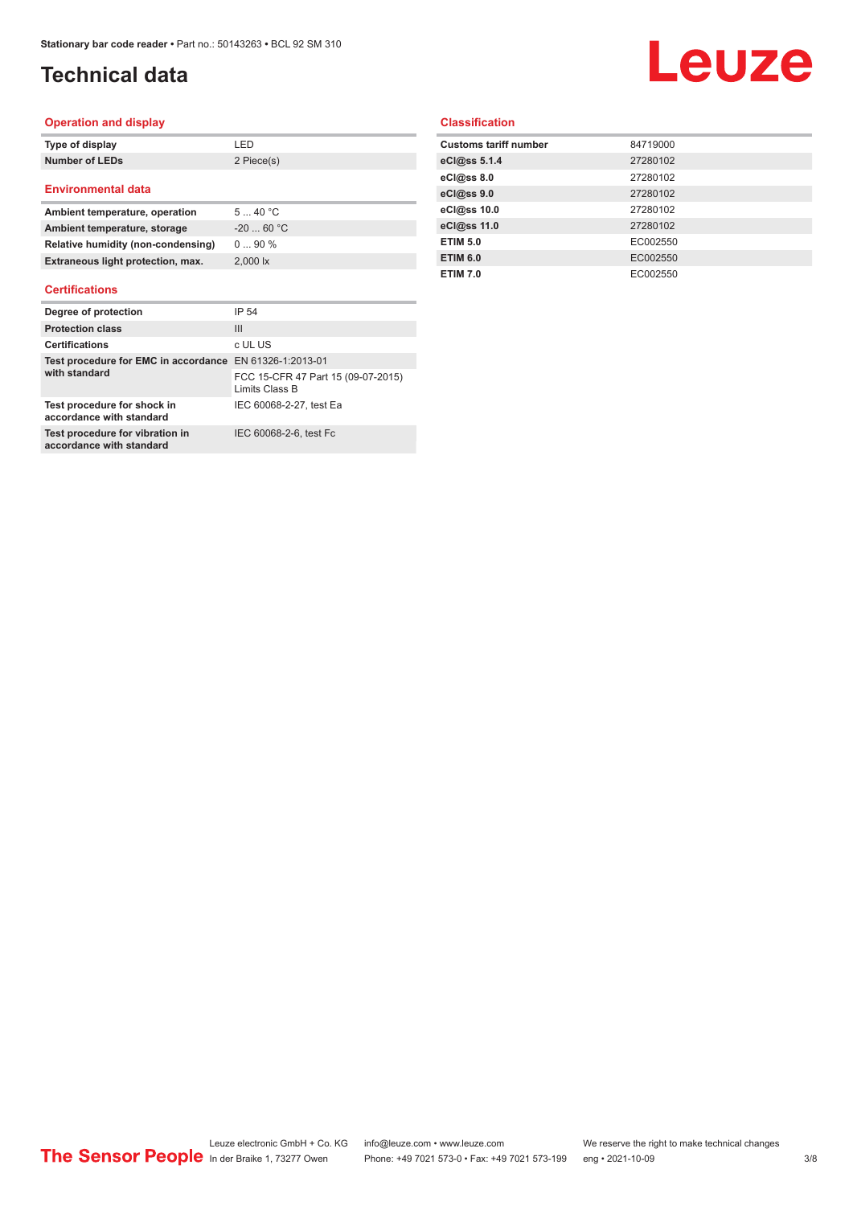# Technical data

## Operation and display

| | |
|---|---|
| **Type of display** | LED |
| **Number of LEDs** | 2 Piece(s) |

## Environmental data

| | |
|---|---|
| **Ambient temperature, operation** | 5 ... 40 °C |
| **Ambient temperature, storage** | -20 ... 60 °C |
| **Relative humidity (non-condensing)** | 0 ... 90 % |
| **Extraneous light protection, max.** | 2,000 lx |

## Certifications

| | |
|---|---|
| **Degree of protection** | IP 54 |
| **Protection class** | III |
| **Certifications** | c UL US |
| **Test procedure for EMC in accordance with standard** | EN 61326-1:2013-01 |
| | FCC 15-CFR 47 Part 15 (09-07-2015) Limits Class B |
| **Test procedure for shock in accordance with standard** | IEC 60068-2-27, test Ea |
| **Test procedure for vibration in accordance with standard** | IEC 60068-2-6, test Fc |

## Classification

| | |
|---|---|
| **Customs tariff number** | 84719000 |
| **eCl@ss 5.1.4** | 27280102 |
| **eCl@ss 8.0** | 27280102 |
| **eCl@ss 9.0** | 27280102 |
| **eCl@ss 10.0** | 27280102 |
| **eCl@ss 11.0** | 27280102 |
| **ETIM 5.0** | EC002550 |
| **ETIM 6.0** | EC002550 |
| **ETIM 7.0** | EC002550 |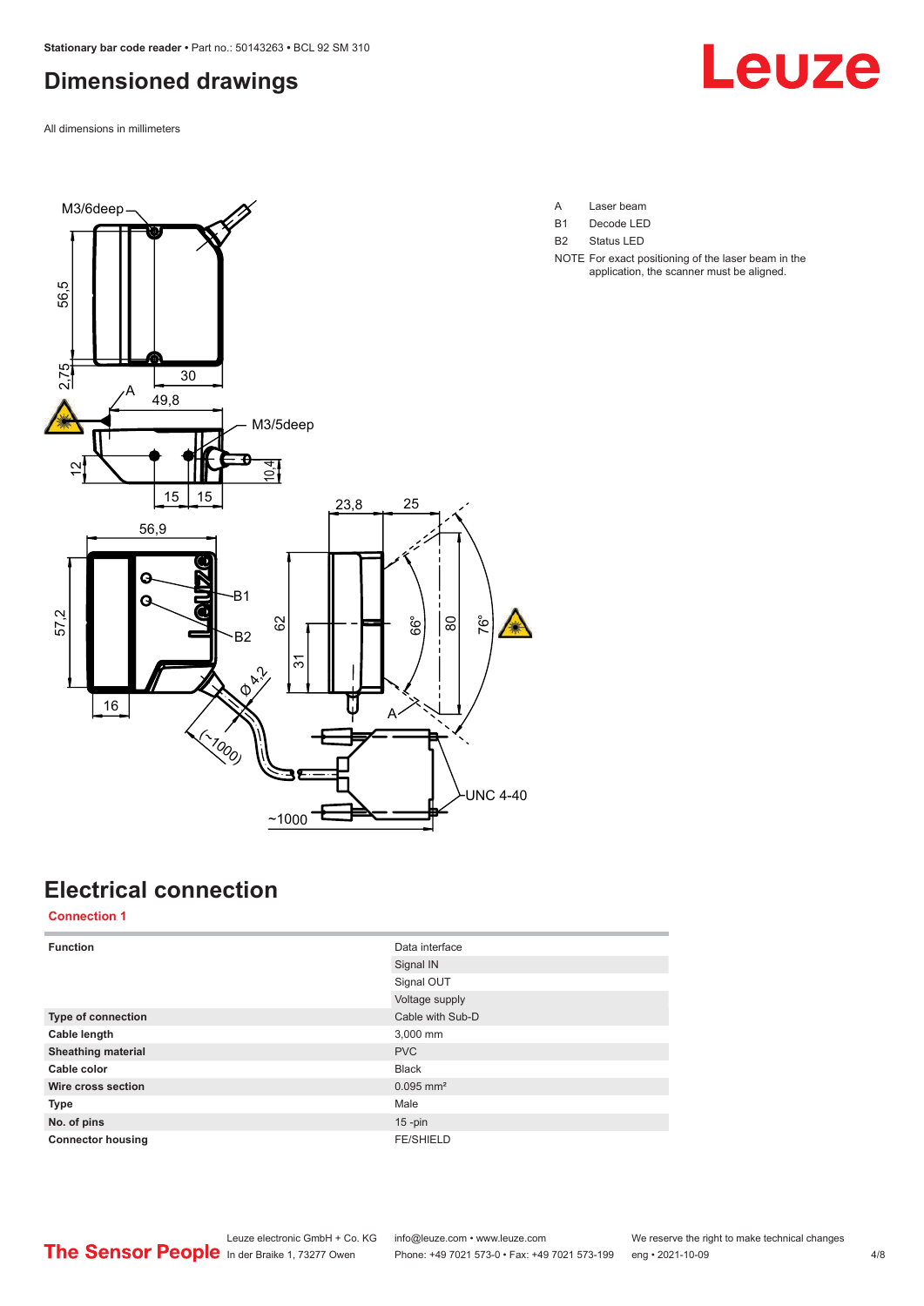## Dimensioned drawings

All dimensions in millimeters

A Laser beam
B1 Decode LED
B2 Status LED
NOTE For exact positioning of the laser beam in the application, the scanner must be aligned.

## Electrical connection

**Connection 1**

| | |
|---|---|
| **Function** | Data interface |
| | Signal IN |
| | Signal OUT |
| | Voltage supply |
| **Type of connection** | Cable with Sub-D |
| **Cable length** | 3,000 mm |
| **Sheathing material** | PVC |
| **Cable color** | Black |
| **Wire cross section** | 0.095 mm² |
| **Type** | Male |
| **No. of pins** | 15 -pin |
| **Connector housing** | FE/SHIELD |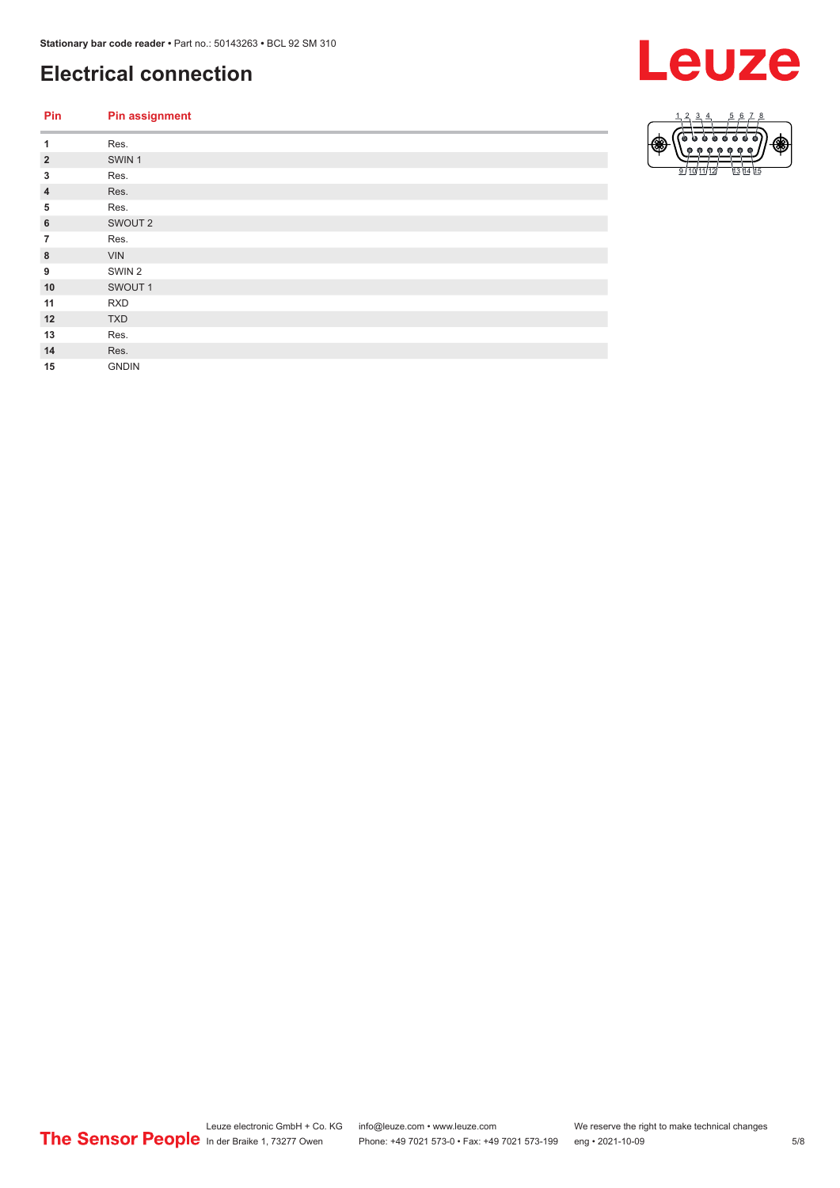## Electrical connection

| Pin | Pin assignment |
|---|---|
| 1 | Res. |
| 2 | SWIN 1 |
| 3 | Res. |
| 4 | Res. |
| 5 | Res. |
| 6 | SWOUT 2 |
| 7 | Res. |
| 8 | VIN |
| 9 | SWIN 2 |
| 10 | SWOUT 1 |
| 11 | RXD |
| 12 | TXD |
| 13 | Res. |
| 14 | Res. |
| 15 | GNDIN |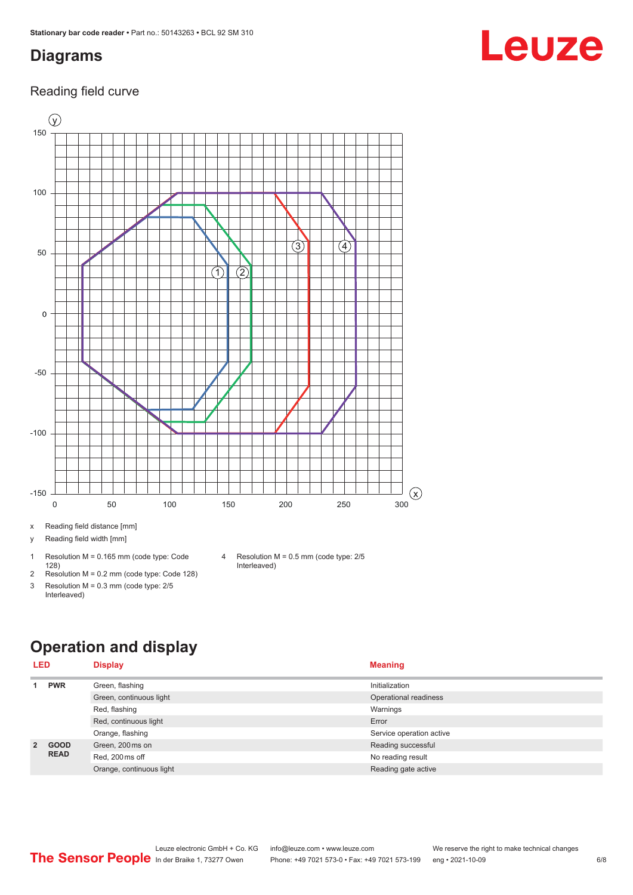## Diagrams

### Reading field curve

x Reading field distance [mm]

y Reading field width [mm]

1 Resolution M = 0.165 mm (code type: Code 128)

2 Resolution M = 0.2 mm (code type: Code 128)

3 Resolution M = 0.3 mm (code type: 2/5 Interleaved)

4 Resolution M = 0.5 mm (code type: 2/5 Interleaved)

## Operation and display

| LED | | Display | Meaning |
|---|---|---|---|
| 1 | PWR | Green, flashing | Initialization |
| | | Green, continuous light | Operational readiness |
| | | Red, flashing | Warnings |
| | | Red, continuous light | Error |
| | | Orange, flashing | Service operation active |
| 2 | GOOD READ | Green, 200 ms on | Reading successful |
| | | Red, 200 ms off | No reading result |
| | | Orange, continuous light | Reading gate active |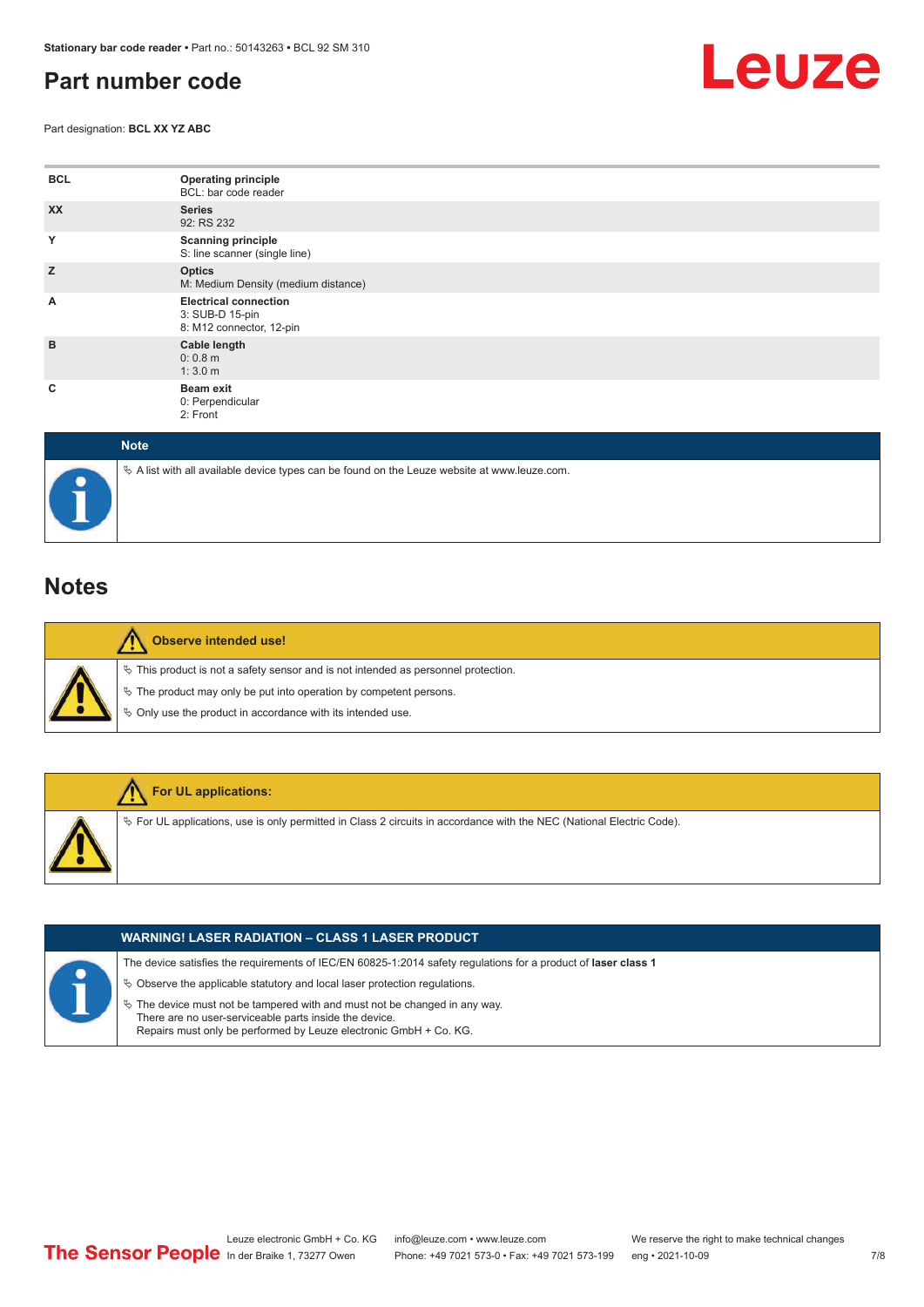# Part number code

Part designation: **BCL XX YZ ABC**

| | |
|---|---|
| **BCL** | **Operating principle**<br>BCL: bar code reader |
| **XX** | **Series**<br>92: RS 232 |
| **Y** | **Scanning principle**<br>S: line scanner (single line) |
| **Z** | **Optics**<br>M: Medium Density (medium distance) |
| **A** | **Electrical connection**<br>3: SUB-D 15-pin<br>8: M12 connector, 12-pin |
| **B** | **Cable length**<br>0: 0.8 m<br>1: 3.0 m |
| **C** | **Beam exit**<br>0: Perpendicular<br>2: Front |

**Note**

- A list with all available device types can be found on the Leuze website at www.leuze.com.

# Notes

**Observe intended use!**

- This product is not a safety sensor and is not intended as personnel protection.
- The product may only be put into operation by competent persons.
- Only use the product in accordance with its intended use.

**For UL applications:**

- For UL applications, use is only permitted in Class 2 circuits in accordance with the NEC (National Electric Code).

**WARNING! LASER RADIATION – CLASS 1 LASER PRODUCT**

The device satisfies the requirements of IEC/EN 60825-1:2014 safety regulations for a product of **laser class 1**

- Observe the applicable statutory and local laser protection regulations.
- The device must not be tampered with and must not be changed in any way.
  There are no user-serviceable parts inside the device.
  Repairs must only be performed by Leuze electronic GmbH + Co. KG.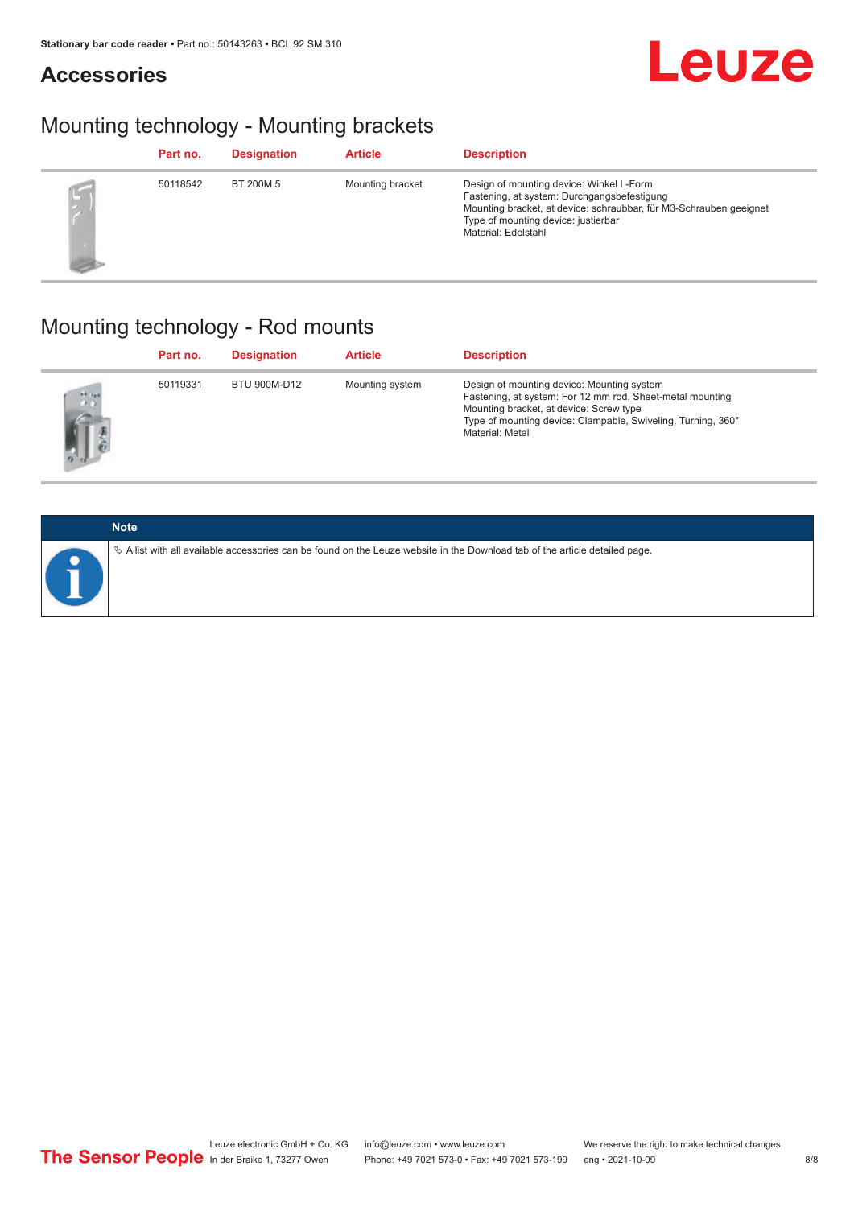## Accessories

## Mounting technology - Mounting brackets

| | Part no. | Designation | Article | Description |
|---|---|---|---|---|
| | 50118542 | BT 200M.5 | Mounting bracket | Design of mounting device: Winkel L-Form<br>Fastening, at system: Durchgangsbefestigung<br>Mounting bracket, at device: schraubbar, für M3-Schrauben geeignet<br>Type of mounting device: justierbar<br>Material: Edelstahl |

## Mounting technology - Rod mounts

| | Part no. | Designation | Article | Description |
|---|---|---|---|---|
| | 50119331 | BTU 900M-D12 | Mounting system | Design of mounting device: Mounting system<br>Fastening, at system: For 12 mm rod, Sheet-metal mounting<br>Mounting bracket, at device: Screw type<br>Type of mounting device: Clampable, Swiveling, Turning, 360°<br>Material: Metal |

**Note**

↳ A list with all available accessories can be found on the Leuze website in the Download tab of the article detailed page.

The Sensor People

Leuze electronic GmbH + Co. KG
In der Braike 1, 73277 Owen

info@leuze.com • www.leuze.com
Phone: +49 7021 573-0 • Fax: +49 7021 573-199

We reserve the right to make technical changes
eng • 2021-10-09